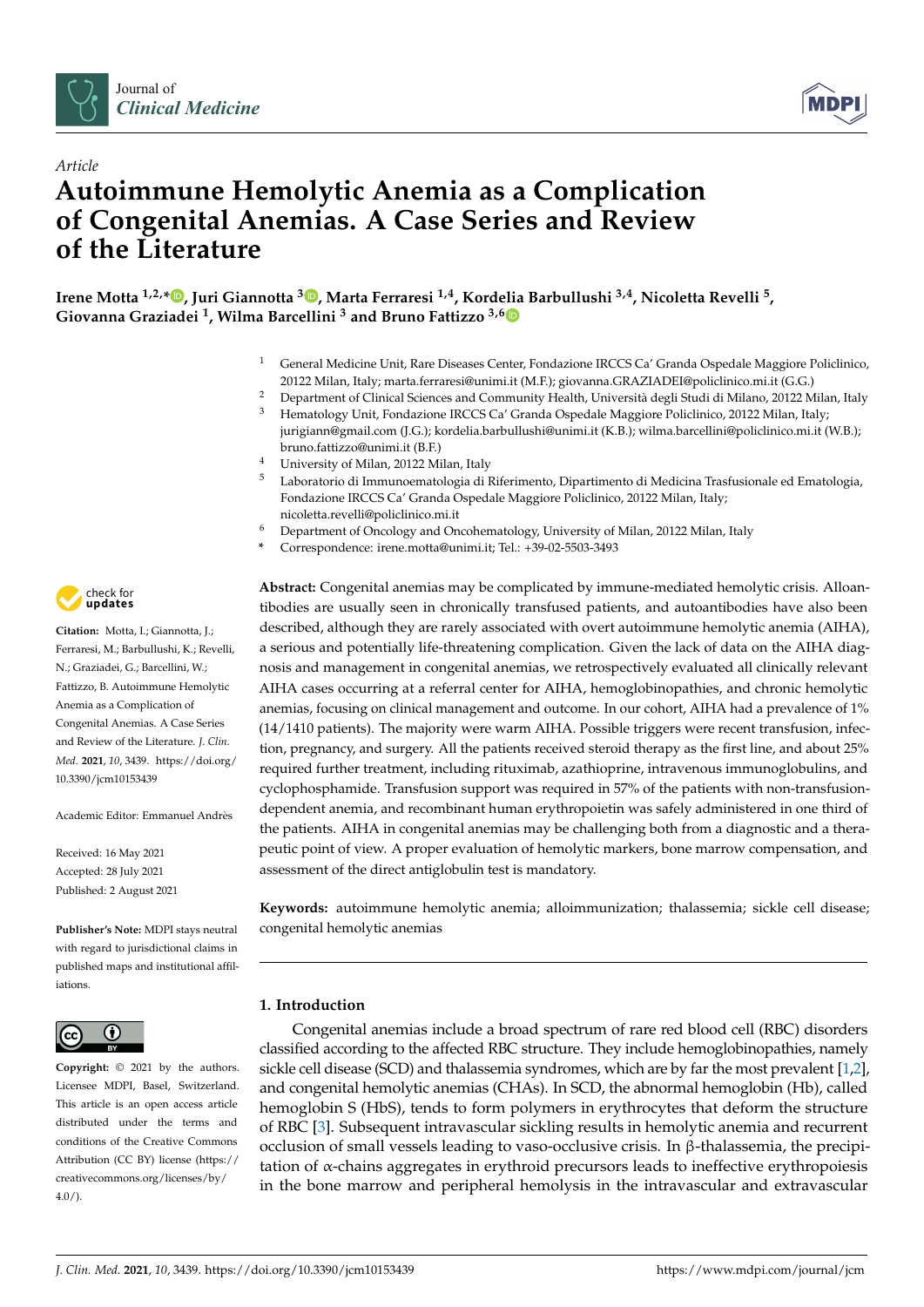*Article*

# Autoimmune Hemolytic Anemia as a Complication of Congenital Anemias. A Case Series and Review of the Literature

**Irene Motta [1,2,*], Juri Giannotta [3], Marta Ferraresi [1,4], Kordelia Barbullushi [3,4], Nicoletta Revelli [5], Giovanna Graziadei [1], Wilma Barcellini [3] and Bruno Fattizzo [3,6]**

1. General Medicine Unit, Rare Diseases Center, Fondazione IRCCS Ca' Granda Ospedale Maggiore Policlinico, 20122 Milan, Italy; marta.ferraresi@unimi.it (M.F.); giovanna.GRAZIADEI@policlinico.mi.it (G.G.)
2. Department of Clinical Sciences and Community Health, Università degli Studi di Milano, 20122 Milan, Italy
3. Hematology Unit, Fondazione IRCCS Ca' Granda Ospedale Maggiore Policlinico, 20122 Milan, Italy; jurigiann@gmail.com (J.G.); kordelia.barbullushi@unimi.it (K.B.); wilma.barcellini@policlinico.mi.it (W.B.); bruno.fattizzo@unimi.it (B.F.)
4. University of Milan, 20122 Milan, Italy
5. Laboratorio di Immunoematologia di Riferimento, Dipartimento di Medicina Trasfusionale ed Ematologia, Fondazione IRCCS Ca' Granda Ospedale Maggiore Policlinico, 20122 Milan, Italy; nicoletta.revelli@policlinico.mi.it
6. Department of Oncology and Oncohematology, University of Milan, 20122 Milan, Italy

\* Correspondence: irene.motta@unimi.it; Tel.: +39-02-5503-3493

**Citation:** Motta, I.; Giannotta, J.; Ferraresi, M.; Barbullushi, K.; Revelli, N.; Graziadei, G.; Barcellini, W.; Fattizzo, B. Autoimmune Hemolytic Anemia as a Complication of Congenital Anemias. A Case Series and Review of the Literature. *J. Clin. Med.* **2021**, *10*, 3439. https://doi.org/10.3390/jcm10153439

Academic Editor: Emmanuel Andrès

Received: 16 May 2021
Accepted: 28 July 2021
Published: 2 August 2021

**Publisher's Note:** MDPI stays neutral with regard to jurisdictional claims in published maps and institutional affiliations.

**Copyright:** © 2021 by the authors. Licensee MDPI, Basel, Switzerland. This article is an open access article distributed under the terms and conditions of the Creative Commons Attribution (CC BY) license (https://creativecommons.org/licenses/by/4.0/).

**Abstract:** Congenital anemias may be complicated by immune-mediated hemolytic crisis. Alloantibodies are usually seen in chronically transfused patients, and autoantibodies have also been described, although they are rarely associated with overt autoimmune hemolytic anemia (AIHA), a serious and potentially life-threatening complication. Given the lack of data on the AIHA diagnosis and management in congenital anemias, we retrospectively evaluated all clinically relevant AIHA cases occurring at a referral center for AIHA, hemoglobinopathies, and chronic hemolytic anemias, focusing on clinical management and outcome. In our cohort, AIHA had a prevalence of 1% (14/1410 patients). The majority were warm AIHA. Possible triggers were recent transfusion, infection, pregnancy, and surgery. All the patients received steroid therapy as the first line, and about 25% required further treatment, including rituximab, azathioprine, intravenous immunoglobulins, and cyclophosphamide. Transfusion support was required in 57% of the patients with non-transfusion-dependent anemia, and recombinant human erythropoietin was safely administered in one third of the patients. AIHA in congenital anemias may be challenging both from a diagnostic and a therapeutic point of view. A proper evaluation of hemolytic markers, bone marrow compensation, and assessment of the direct antiglobulin test is mandatory.

**Keywords:** autoimmune hemolytic anemia; alloimmunization; thalassemia; sickle cell disease; congenital hemolytic anemias

## 1. Introduction

Congenital anemias include a broad spectrum of rare red blood cell (RBC) disorders classified according to the affected RBC structure. They include hemoglobinopathies, namely sickle cell disease (SCD) and thalassemia syndromes, which are by far the most prevalent [1,2], and congenital hemolytic anemias (CHAs). In SCD, the abnormal hemoglobin (Hb), called hemoglobin S (HbS), tends to form polymers in erythrocytes that deform the structure of RBC [3]. Subsequent intravascular sickling results in hemolytic anemia and recurrent occlusion of small vessels leading to vaso-occlusive crisis. In β-thalassemia, the precipitation of α-chains aggregates in erythroid precursors leads to ineffective erythropoiesis in the bone marrow and peripheral hemolysis in the intravascular and extravascular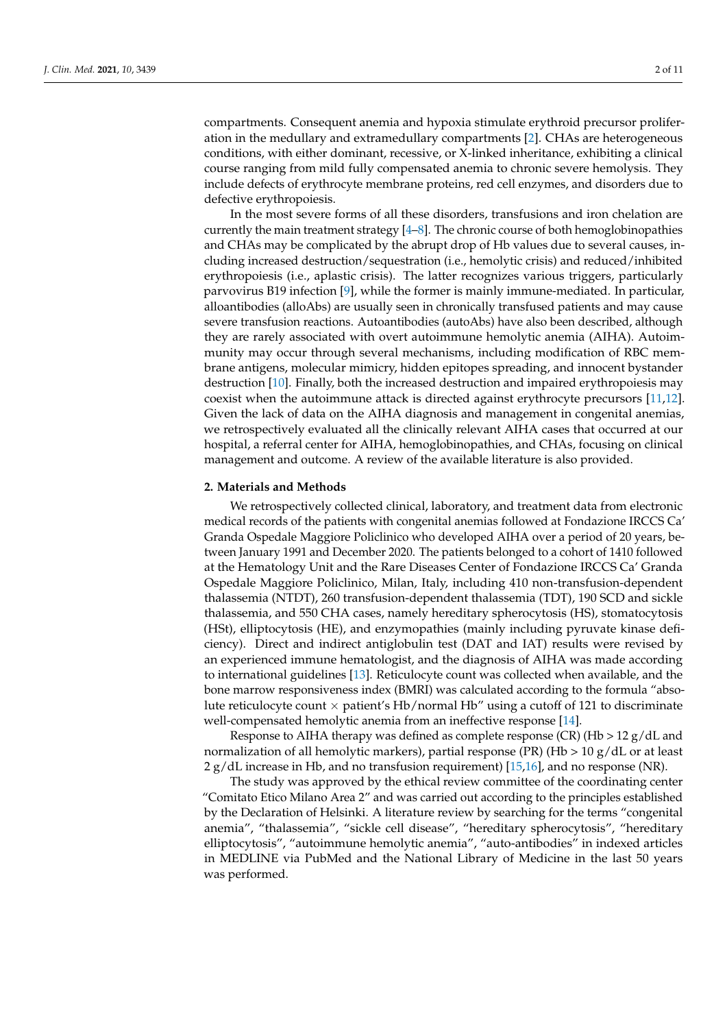compartments. Consequent anemia and hypoxia stimulate erythroid precursor proliferation in the medullary and extramedullary compartments [2]. CHAs are heterogeneous conditions, with either dominant, recessive, or X-linked inheritance, exhibiting a clinical course ranging from mild fully compensated anemia to chronic severe hemolysis. They include defects of erythrocyte membrane proteins, red cell enzymes, and disorders due to defective erythropoiesis.

In the most severe forms of all these disorders, transfusions and iron chelation are currently the main treatment strategy [4–8]. The chronic course of both hemoglobinopathies and CHAs may be complicated by the abrupt drop of Hb values due to several causes, including increased destruction/sequestration (i.e., hemolytic crisis) and reduced/inhibited erythropoiesis (i.e., aplastic crisis). The latter recognizes various triggers, particularly parvovirus B19 infection [9], while the former is mainly immune-mediated. In particular, alloantibodies (alloAbs) are usually seen in chronically transfused patients and may cause severe transfusion reactions. Autoantibodies (autoAbs) have also been described, although they are rarely associated with overt autoimmune hemolytic anemia (AIHA). Autoimmunity may occur through several mechanisms, including modification of RBC membrane antigens, molecular mimicry, hidden epitopes spreading, and innocent bystander destruction [10]. Finally, both the increased destruction and impaired erythropoiesis may coexist when the autoimmune attack is directed against erythrocyte precursors [11,12]. Given the lack of data on the AIHA diagnosis and management in congenital anemias, we retrospectively evaluated all the clinically relevant AIHA cases that occurred at our hospital, a referral center for AIHA, hemoglobinopathies, and CHAs, focusing on clinical management and outcome. A review of the available literature is also provided.

## 2. Materials and Methods

We retrospectively collected clinical, laboratory, and treatment data from electronic medical records of the patients with congenital anemias followed at Fondazione IRCCS Ca' Granda Ospedale Maggiore Policlinico who developed AIHA over a period of 20 years, between January 1991 and December 2020. The patients belonged to a cohort of 1410 followed at the Hematology Unit and the Rare Diseases Center of Fondazione IRCCS Ca' Granda Ospedale Maggiore Policlinico, Milan, Italy, including 410 non-transfusion-dependent thalassemia (NTDT), 260 transfusion-dependent thalassemia (TDT), 190 SCD and sickle thalassemia, and 550 CHA cases, namely hereditary spherocytosis (HS), stomatocytosis (HSt), elliptocytosis (HE), and enzymopathies (mainly including pyruvate kinase deficiency). Direct and indirect antiglobulin test (DAT and IAT) results were revised by an experienced immune hematologist, and the diagnosis of AIHA was made according to international guidelines [13]. Reticulocyte count was collected when available, and the bone marrow responsiveness index (BMRI) was calculated according to the formula "absolute reticulocyte count $\times$ patient's Hb/normal Hb" using a cutoff of 121 to discriminate well-compensated hemolytic anemia from an ineffective response [14].

Response to AIHA therapy was defined as complete response (CR) (Hb > 12 g/dL and normalization of all hemolytic markers), partial response (PR) (Hb > 10 g/dL or at least 2 g/dL increase in Hb, and no transfusion requirement) [15,16], and no response (NR).

The study was approved by the ethical review committee of the coordinating center "Comitato Etico Milano Area 2" and was carried out according to the principles established by the Declaration of Helsinki. A literature review by searching for the terms "congenital anemia", "thalassemia", "sickle cell disease", "hereditary spherocytosis", "hereditary elliptocytosis", "autoimmune hemolytic anemia", "auto-antibodies" in indexed articles in MEDLINE via PubMed and the National Library of Medicine in the last 50 years was performed.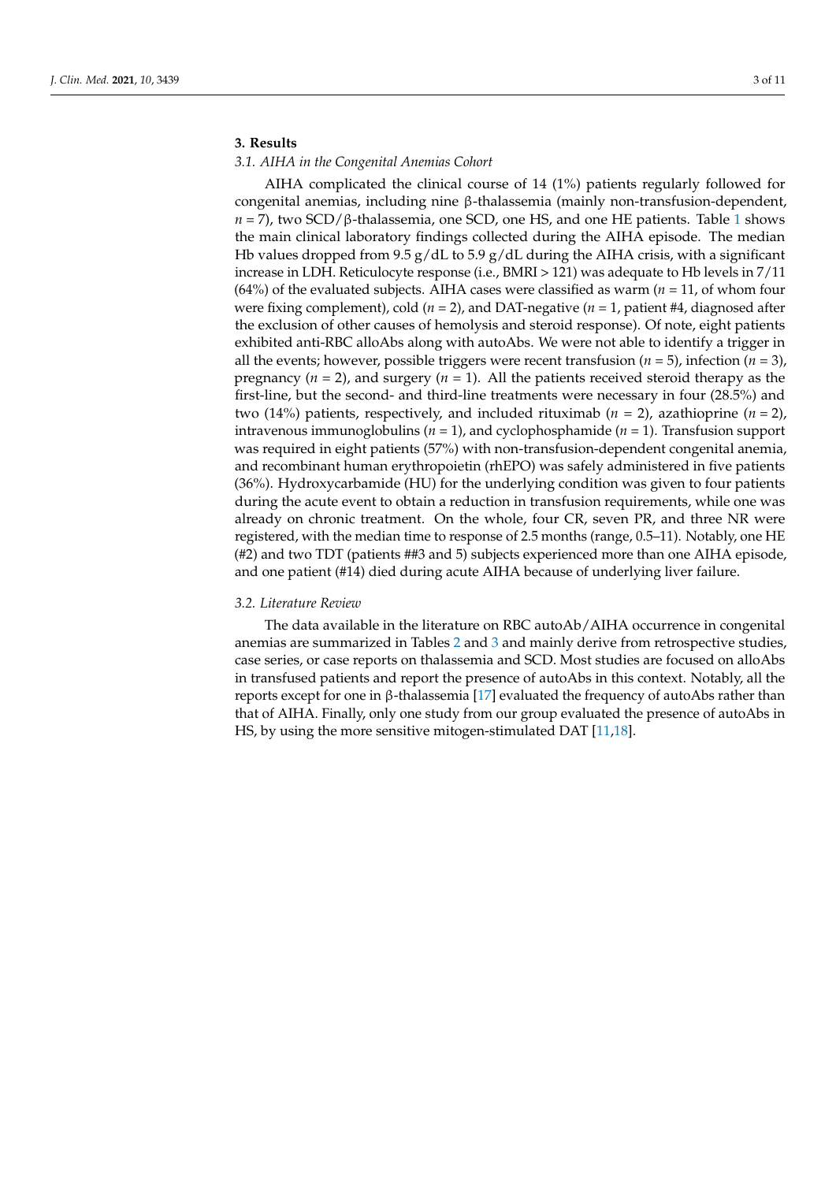## 3. Results

### 3.1. AIHA in the Congenital Anemias Cohort

AIHA complicated the clinical course of 14 (1%) patients regularly followed for congenital anemias, including nine β-thalassemia (mainly non-transfusion-dependent, $n = 7$), two SCD/β-thalassemia, one SCD, one HS, and one HE patients. Table 1 shows the main clinical laboratory findings collected during the AIHA episode. The median Hb values dropped from 9.5 g/dL to 5.9 g/dL during the AIHA crisis, with a significant increase in LDH. Reticulocyte response (i.e., BMRI > 121) was adequate to Hb levels in 7/11 (64%) of the evaluated subjects. AIHA cases were classified as warm ($n = 11$, of whom four were fixing complement), cold ($n = 2$), and DAT-negative ($n = 1$, patient #4, diagnosed after the exclusion of other causes of hemolysis and steroid response). Of note, eight patients exhibited anti-RBC alloAbs along with autoAbs. We were not able to identify a trigger in all the events; however, possible triggers were recent transfusion ($n = 5$), infection ($n = 3$), pregnancy ($n = 2$), and surgery ($n = 1$). All the patients received steroid therapy as the first-line, but the second- and third-line treatments were necessary in four (28.5%) and two (14%) patients, respectively, and included rituximab ($n = 2$), azathioprine ($n = 2$), intravenous immunoglobulins ($n = 1$), and cyclophosphamide ($n = 1$). Transfusion support was required in eight patients (57%) with non-transfusion-dependent congenital anemia, and recombinant human erythropoietin (rhEPO) was safely administered in five patients (36%). Hydroxycarbamide (HU) for the underlying condition was given to four patients during the acute event to obtain a reduction in transfusion requirements, while one was already on chronic treatment. On the whole, four CR, seven PR, and three NR were registered, with the median time to response of 2.5 months (range, 0.5–11). Notably, one HE (#2) and two TDT (patients ##3 and 5) subjects experienced more than one AIHA episode, and one patient (#14) died during acute AIHA because of underlying liver failure.

### 3.2. Literature Review

The data available in the literature on RBC autoAb/AIHA occurrence in congenital anemias are summarized in Tables 2 and 3 and mainly derive from retrospective studies, case series, or case reports on thalassemia and SCD. Most studies are focused on alloAbs in transfused patients and report the presence of autoAbs in this context. Notably, all the reports except for one in β-thalassemia [17] evaluated the frequency of autoAbs rather than that of AIHA. Finally, only one study from our group evaluated the presence of autoAbs in HS, by using the more sensitive mitogen-stimulated DAT [11,18].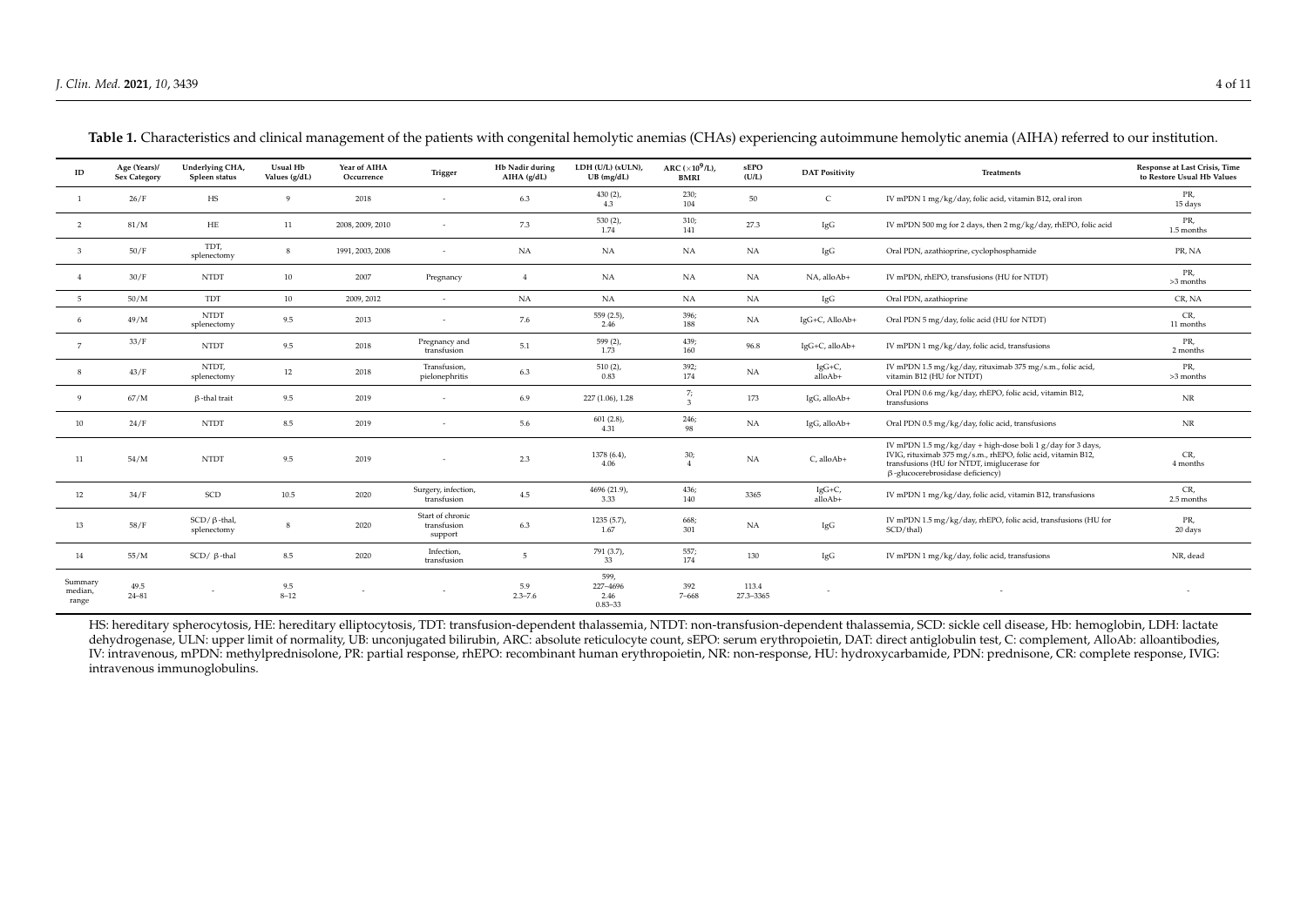**Table 1.** Characteristics and clinical management of the patients with congenital hemolytic anemias (CHAs) experiencing autoimmune hemolytic anemia (AIHA) referred to our institution.

| ID | Age (Years)/ Sex Category | Underlying CHA, Spleen status | Usual Hb Values (g/dL) | Year of AIHA Occurrence | Trigger | Hb Nadir during AIHA (g/dL) | LDH (U/L) (xULN), UB (mg/dL) | ARC ($\times 10^9$/L), BMRI | sEPO (U/L) | DAT Positivity | Treatments | Response at Last Crisis, Time to Restore Usual Hb Values |
|---|---|---|---|---|---|---|---|---|---|---|---|---|
| 1 | 26/F | HS | 9 | 2018 | - | 6.3 | 430 (2), 4.3 | 230; 104 | 50 | C | IV mPDN 1 mg/kg/day, folic acid, vitamin B12, oral iron | PR, 15 days |
| 2 | 81/M | HE | 11 | 2008, 2009, 2010 | - | 7.3 | 530 (2), 1.74 | 310; 141 | 27.3 | IgG | IV mPDN 500 mg for 2 days, then 2 mg/kg/day, rhEPO, folic acid | PR, 1.5 months |
| 3 | 50/F | TDT, splenectomy | 8 | 1991, 2003, 2008 | - | NA | NA | NA | NA | IgG | Oral PDN, azathioprine, cyclophosphamide | PR, NA |
| 4 | 30/F | NTDT | 10 | 2007 | Pregnancy | 4 | NA | NA | NA | NA, alloAb+ | IV mPDN, rhEPO, transfusions (HU for NTDT) | PR, >3 months |
| 5 | 50/M | TDT | 10 | 2009, 2012 | - | NA | NA | NA | NA | IgG | Oral PDN, azathioprine | CR, NA |
| 6 | 49/M | NTDT splenectomy | 9.5 | 2013 | - | 7.6 | 559 (2.5), 2.46 | 396; 188 | NA | IgG+C, AlloAb+ | Oral PDN 5 mg/day, folic acid (HU for NTDT) | CR, 11 months |
| 7 | 33/F | NTDT | 9.5 | 2018 | Pregnancy and transfusion | 5.1 | 599 (2), 1.73 | 439; 160 | 96.8 | IgG+C, alloAb+ | IV mPDN 1 mg/kg/day, folic acid, transfusions | PR, 2 months |
| 8 | 43/F | NTDT, splenectomy | 12 | 2018 | Transfusion, pielonephritis | 6.3 | 510 (2), 0.83 | 392; 174 | NA | IgG+C, alloAb+ | IV mPDN 1.5 mg/kg/day, rituximab 375 mg/s.m., folic acid, vitamin B12 (HU for NTDT) | PR, >3 months |
| 9 | 67/M | β-thal trait | 9.5 | 2019 | - | 6.9 | 227 (1.06), 1.28 | 7; 3 | 173 | IgG, alloAb+ | Oral PDN 0.6 mg/kg/day, rhEPO, folic acid, vitamin B12, transfusions | NR |
| 10 | 24/F | NTDT | 8.5 | 2019 | - | 5.6 | 601 (2.8), 4.31 | 246; 98 | NA | IgG, alloAb+ | Oral PDN 0.5 mg/kg/day, folic acid, transfusions | NR |
| 11 | 54/M | NTDT | 9.5 | 2019 | - | 2.3 | 1378 (6.4), 4.06 | 30; 4 | NA | C, alloAb+ | IV mPDN 1.5 mg/kg/day + high-dose boli 1 g/day for 3 days, IVIG, rituximab 375 mg/s.m., rhEPO, folic acid, vitamin B12, transfusions (HU for NTDT, imiglucerase for β-glucocerebrosidase deficiency) | CR, 4 months |
| 12 | 34/F | SCD | 10.5 | 2020 | Surgery, infection, transfusion | 4.5 | 4696 (21.9), 3.33 | 436; 140 | 3365 | IgG+C, alloAb+ | IV mPDN 1 mg/kg/day, folic acid, vitamin B12, transfusions | CR, 2.5 months |
| 13 | 58/F | SCD/β-thal, splenectomy | 8 | 2020 | Start of chronic transfusion support | 6.3 | 1235 (5.7), 1.67 | 668; 301 | NA | IgG | IV mPDN 1.5 mg/kg/day, rhEPO, folic acid, transfusions (HU for SCD/thal) | PR, 20 days |
| 14 | 55/M | SCD/ β-thal | 8.5 | 2020 | Infection, transfusion | 5 | 791 (3.7), 33 | 557; 174 | 130 | IgG | IV mPDN 1 mg/kg/day, folic acid, transfusions | NR, dead |
| Summary median, range | 49.5 24–81 | - | 9.5 8–12 | - | - | 5.9 2.3–7.6 | 599, 227–4696 2.46 0.83–33 | 392 7–668 | 113.4 27.3–3365 | - | - | - |

HS: hereditary spherocytosis, HE: hereditary elliptocytosis, TDT: transfusion-dependent thalassemia, NTDT: non-transfusion-dependent thalassemia, SCD: sickle cell disease, Hb: hemoglobin, LDH: lactate dehydrogenase, ULN: upper limit of normality, UB: unconjugated bilirubin, ARC: absolute reticulocyte count, sEPO: serum erythropoietin, DAT: direct antiglobulin test, C: complement, AlloAb: alloantibodies, IV: intravenous, mPDN: methylprednisolone, PR: partial response, rhEPO: recombinant human erythropoietin, NR: non-response, HU: hydroxycarbamide, PDN: prednisone, CR: complete response, IVIG: intravenous immunoglobulins.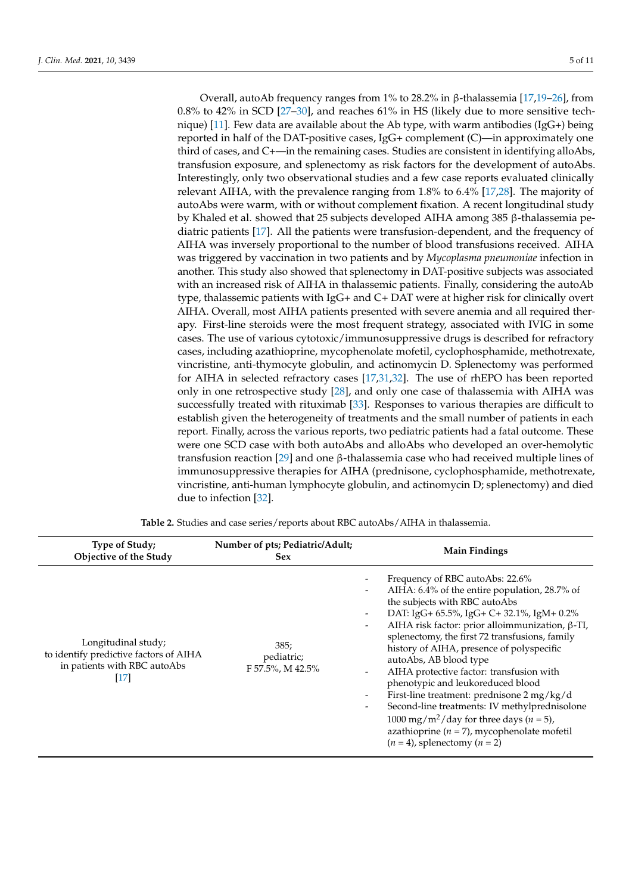Overall, autoAb frequency ranges from 1% to 28.2% in β-thalassemia [17,19–26], from 0.8% to 42% in SCD [27–30], and reaches 61% in HS (likely due to more sensitive technique) [11]. Few data are available about the Ab type, with warm antibodies (IgG+) being reported in half of the DAT-positive cases, IgG+ complement (C)—in approximately one third of cases, and C+—in the remaining cases. Studies are consistent in identifying alloAbs, transfusion exposure, and splenectomy as risk factors for the development of autoAbs. Interestingly, only two observational studies and a few case reports evaluated clinically relevant AIHA, with the prevalence ranging from 1.8% to 6.4% [17,28]. The majority of autoAbs were warm, with or without complement fixation. A recent longitudinal study by Khaled et al. showed that 25 subjects developed AIHA among 385 β-thalassemia pediatric patients [17]. All the patients were transfusion-dependent, and the frequency of AIHA was inversely proportional to the number of blood transfusions received. AIHA was triggered by vaccination in two patients and by *Mycoplasma pneumoniae* infection in another. This study also showed that splenectomy in DAT-positive subjects was associated with an increased risk of AIHA in thalassemic patients. Finally, considering the autoAb type, thalassemic patients with IgG+ and C+ DAT were at higher risk for clinically overt AIHA. Overall, most AIHA patients presented with severe anemia and all required therapy. First-line steroids were the most frequent strategy, associated with IVIG in some cases. The use of various cytotoxic/immunosuppressive drugs is described for refractory cases, including azathioprine, mycophenolate mofetil, cyclophosphamide, methotrexate, vincristine, anti-thymocyte globulin, and actinomycin D. Splenectomy was performed for AIHA in selected refractory cases [17,31,32]. The use of rhEPO has been reported only in one retrospective study [28], and only one case of thalassemia with AIHA was successfully treated with rituximab [33]. Responses to various therapies are difficult to establish given the heterogeneity of treatments and the small number of patients in each report. Finally, across the various reports, two pediatric patients had a fatal outcome. These were one SCD case with both autoAbs and alloAbs who developed an over-hemolytic transfusion reaction [29] and one β-thalassemia case who had received multiple lines of immunosuppressive therapies for AIHA (prednisone, cyclophosphamide, methotrexate, vincristine, anti-human lymphocyte globulin, and actinomycin D; splenectomy) and died due to infection [32].

**Table 2.** Studies and case series/reports about RBC autoAbs/AIHA in thalassemia.

| Type of Study; Objective of the Study | Number of pts; Pediatric/Adult; Sex | Main Findings |
|---|---|---|
| Longitudinal study; to identify predictive factors of AIHA in patients with RBC autoAbs [17] | 385; pediatric; F 57.5%, M 42.5% | - Frequency of RBC autoAbs: 22.6%<br>- AIHA: 6.4% of the entire population, 28.7% of the subjects with RBC autoAbs<br>- DAT: IgG+ 65.5%, IgG+ C+ 32.1%, IgM+ 0.2%<br>- AIHA risk factor: prior alloimmunization, β-TI, splenectomy, the first 72 transfusions, family history of AIHA, presence of polyspecific autoAbs, AB blood type<br>- AIHA protective factor: transfusion with phenotypic and leukoreduced blood<br>- First-line treatment: prednisone 2 mg/kg/d<br>- Second-line treatments: IV methylprednisolone 1000 mg/m$^2$/day for three days ($n$ = 5), azathioprine ($n$ = 7), mycophenolate mofetil ($n$ = 4), splenectomy ($n$ = 2) |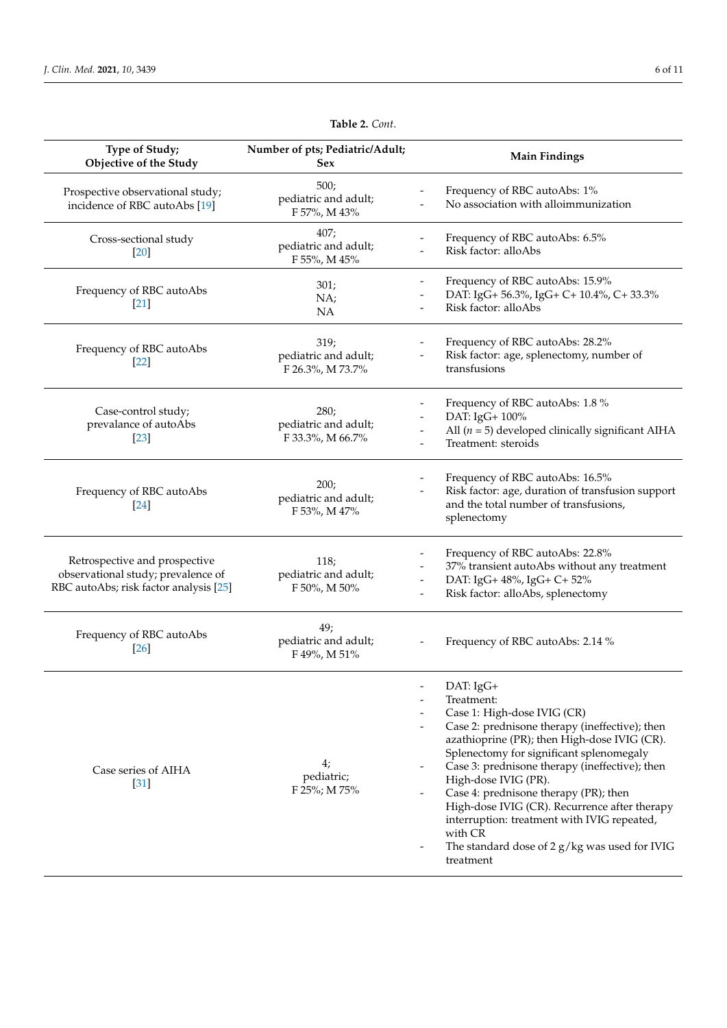**Table 2.** *Cont.*

| Type of Study; Objective of the Study | Number of pts; Pediatric/Adult; Sex | Main Findings |
|---|---|---|
| Prospective observational study; incidence of RBC autoAbs [19] | 500; pediatric and adult; F 57%, M 43% | - Frequency of RBC autoAbs: 1%<br>- No association with alloimmunization |
| Cross-sectional study [20] | 407; pediatric and adult; F 55%, M 45% | - Frequency of RBC autoAbs: 6.5%<br>- Risk factor: alloAbs |
| Frequency of RBC autoAbs [21] | 301; NA; NA | - Frequency of RBC autoAbs: 15.9%<br>- DAT: IgG+ 56.3%, IgG+ C+ 10.4%, C+ 33.3%<br>- Risk factor: alloAbs |
| Frequency of RBC autoAbs [22] | 319; pediatric and adult; F 26.3%, M 73.7% | - Frequency of RBC autoAbs: 28.2%<br>- Risk factor: age, splenectomy, number of transfusions |
| Case-control study; prevalance of autoAbs [23] | 280; pediatric and adult; F 33.3%, M 66.7% | - Frequency of RBC autoAbs: 1.8 %<br>- DAT: IgG+ 100%<br>- All ($n$ = 5) developed clinically significant AIHA<br>- Treatment: steroids |
| Frequency of RBC autoAbs [24] | 200; pediatric and adult; F 53%, M 47% | - Frequency of RBC autoAbs: 16.5%<br>- Risk factor: age, duration of transfusion support and the total number of transfusions, splenectomy |
| Retrospective and prospective observational study; prevalence of RBC autoAbs; risk factor analysis [25] | 118; pediatric and adult; F 50%, M 50% | - Frequency of RBC autoAbs: 22.8%<br>- 37% transient autoAbs without any treatment<br>- DAT: IgG+ 48%, IgG+ C+ 52%<br>- Risk factor: alloAbs, splenectomy |
| Frequency of RBC autoAbs [26] | 49; pediatric and adult; F 49%, M 51% | - Frequency of RBC autoAbs: 2.14 % |
| Case series of AIHA [31] | 4; pediatric; F 25%; M 75% | - DAT: IgG+<br>- Treatment:<br>- Case 1: High-dose IVIG (CR)<br>- Case 2: prednisone therapy (ineffective); then azathioprine (PR); then High-dose IVIG (CR). Splenectomy for significant splenomegaly<br>- Case 3: prednisone therapy (ineffective); then High-dose IVIG (PR).<br>- Case 4: prednisone therapy (PR); then High-dose IVIG (CR). Recurrence after therapy interruption: treatment with IVIG repeated, with CR<br>- The standard dose of 2 g/kg was used for IVIG treatment |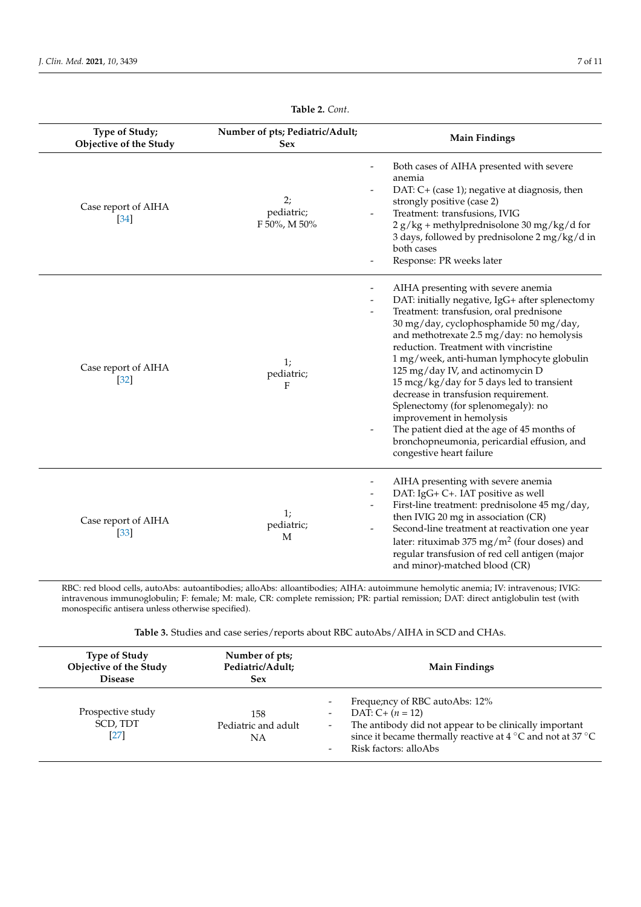**Table 2.** *Cont.*

| Type of Study; Objective of the Study | Number of pts; Pediatric/Adult; Sex | Main Findings |
|---|---|---|
| Case report of AIHA [34] | 2; pediatric; F 50%, M 50% | - Both cases of AIHA presented with severe anemia<br>- DAT: C+ (case 1); negative at diagnosis, then strongly positive (case 2)<br>- Treatment: transfusions, IVIG 2 g/kg + methylprednisolone 30 mg/kg/d for 3 days, followed by prednisolone 2 mg/kg/d in both cases<br>- Response: PR weeks later |
| Case report of AIHA [32] | 1; pediatric; F | - AIHA presenting with severe anemia<br>- DAT: initially negative, IgG+ after splenectomy<br>- Treatment: transfusion, oral prednisone 30 mg/day, cyclophosphamide 50 mg/day, and methotrexate 2.5 mg/day: no hemolysis reduction. Treatment with vincristine 1 mg/week, anti-human lymphocyte globulin 125 mg/day IV, and actinomycin D 15 mcg/kg/day for 5 days led to transient decrease in transfusion requirement. Splenectomy (for splenomegaly): no improvement in hemolysis<br>- The patient died at the age of 45 months of bronchopneumonia, pericardial effusion, and congestive heart failure |
| Case report of AIHA [33] | 1; pediatric; M | - AIHA presenting with severe anemia<br>- DAT: IgG+ C+. IAT positive as well<br>- First-line treatment: prednisolone 45 mg/day, then IVIG 20 mg in association (CR)<br>- Second-line treatment at reactivation one year later: rituximab 375 mg/m$^2$ (four doses) and regular transfusion of red cell antigen (major and minor)-matched blood (CR) |

RBC: red blood cells, autoAbs: autoantibodies; alloAbs: alloantibodies; AIHA: autoimmune hemolytic anemia; IV: intravenous; IVIG: intravenous immunoglobulin; F: female; M: male, CR: complete remission; PR: partial remission; DAT: direct antiglobulin test (with monospecific antisera unless otherwise specified).

**Table 3.** Studies and case series/reports about RBC autoAbs/AIHA in SCD and CHAs.

| Type of Study Objective of the Study Disease | Number of pts; Pediatric/Adult; Sex | Main Findings |
|---|---|---|
| Prospective study SCD, TDT [27] | 158 Pediatric and adult NA | - Freque;ncy of RBC autoAbs: 12%<br>- DAT: C+ ($n$ = 12)<br>- The antibody did not appear to be clinically important since it became thermally reactive at 4 °C and not at 37 °C<br>- Risk factors: alloAbs |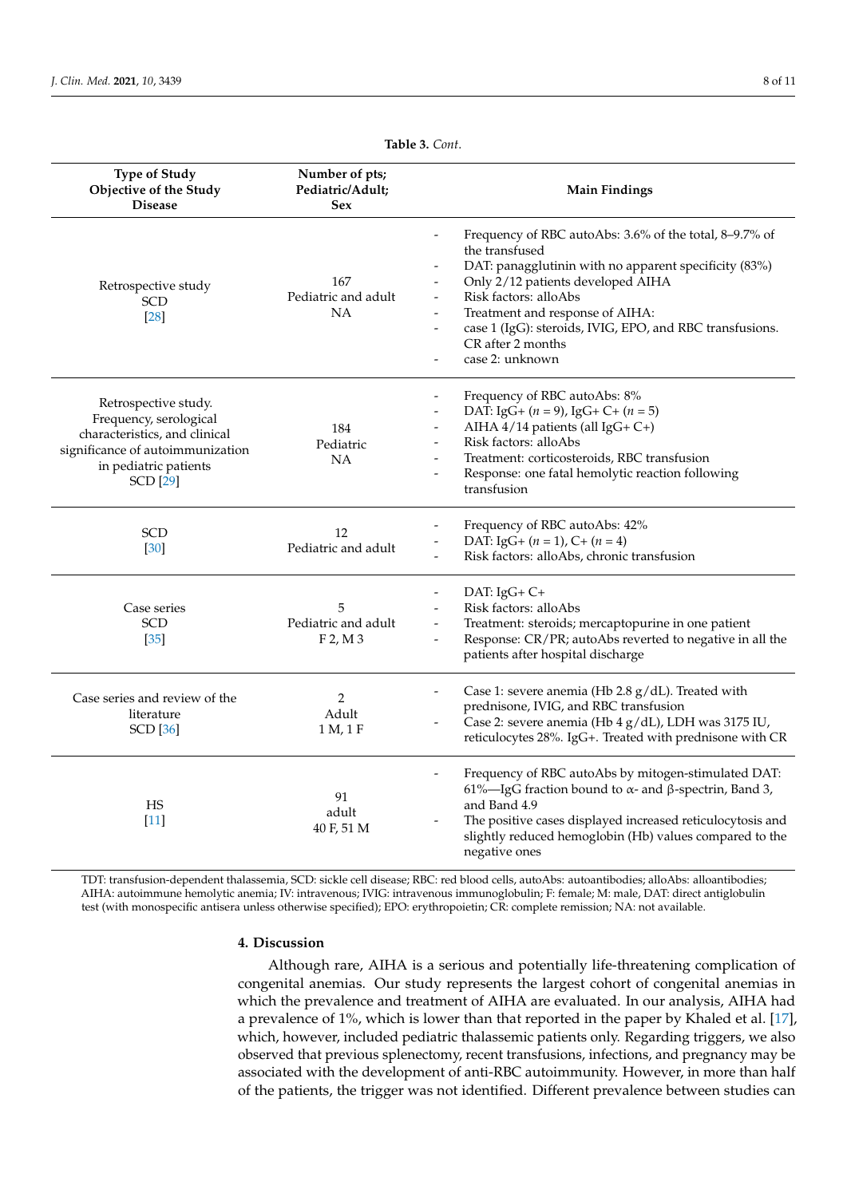**Table 3.** *Cont.*

| Type of Study<br>Objective of the Study<br>Disease | Number of pts;<br>Pediatric/Adult;<br>Sex | Main Findings |
|---|---|---|
| Retrospective study<br>SCD<br>[28] | 167<br>Pediatric and adult<br>NA | - Frequency of RBC autoAbs: 3.6% of the total, 8–9.7% of the transfused<br>- DAT: panagglutinin with no apparent specificity (83%)<br>- Only 2/12 patients developed AIHA<br>- Risk factors: alloAbs<br>- Treatment and response of AIHA:<br>- case 1 (IgG): steroids, IVIG, EPO, and RBC transfusions. CR after 2 months<br>- case 2: unknown |
| Retrospective study.<br>Frequency, serological characteristics, and clinical significance of autoimmunization in pediatric patients<br>SCD [29] | 184<br>Pediatric<br>NA | - Frequency of RBC autoAbs: 8%<br>- DAT: IgG+ (*n* = 9), IgG+ C+ (*n* = 5)<br>- AIHA 4/14 patients (all IgG+ C+)<br>- Risk factors: alloAbs<br>- Treatment: corticosteroids, RBC transfusion<br>- Response: one fatal hemolytic reaction following transfusion |
| SCD<br>[30] | 12<br>Pediatric and adult | - Frequency of RBC autoAbs: 42%<br>- DAT: IgG+ (*n* = 1), C+ (*n* = 4)<br>- Risk factors: alloAbs, chronic transfusion |
| Case series<br>SCD<br>[35] | 5<br>Pediatric and adult<br>F 2, M 3 | - DAT: IgG+ C+<br>- Risk factors: alloAbs<br>- Treatment: steroids; mercaptopurine in one patient<br>- Response: CR/PR; autoAbs reverted to negative in all the patients after hospital discharge |
| Case series and review of the literature<br>SCD [36] | 2<br>Adult<br>1 M, 1 F | - Case 1: severe anemia (Hb 2.8 g/dL). Treated with prednisone, IVIG, and RBC transfusion<br>- Case 2: severe anemia (Hb 4 g/dL), LDH was 3175 IU, reticulocytes 28%. IgG+. Treated with prednisone with CR |
| HS<br>[11] | 91<br>adult<br>40 F, 51 M | - Frequency of RBC autoAbs by mitogen-stimulated DAT: 61%—IgG fraction bound to α- and β-spectrin, Band 3, and Band 4.9<br>- The positive cases displayed increased reticulocytosis and slightly reduced hemoglobin (Hb) values compared to the negative ones |

TDT: transfusion-dependent thalassemia, SCD: sickle cell disease; RBC: red blood cells, autoAbs: autoantibodies; alloAbs: alloantibodies; AIHA: autoimmune hemolytic anemia; IV: intravenous; IVIG: intravenous immunoglobulin; F: female; M: male, DAT: direct antiglobulin test (with monospecific antisera unless otherwise specified); EPO: erythropoietin; CR: complete remission; NA: not available.

## 4. Discussion

Although rare, AIHA is a serious and potentially life-threatening complication of congenital anemias. Our study represents the largest cohort of congenital anemias in which the prevalence and treatment of AIHA are evaluated. In our analysis, AIHA had a prevalence of 1%, which is lower than that reported in the paper by Khaled et al. [17], which, however, included pediatric thalassemic patients only. Regarding triggers, we also observed that previous splenectomy, recent transfusions, infections, and pregnancy may be associated with the development of anti-RBC autoimmunity. However, in more than half of the patients, the trigger was not identified. Different prevalence between studies can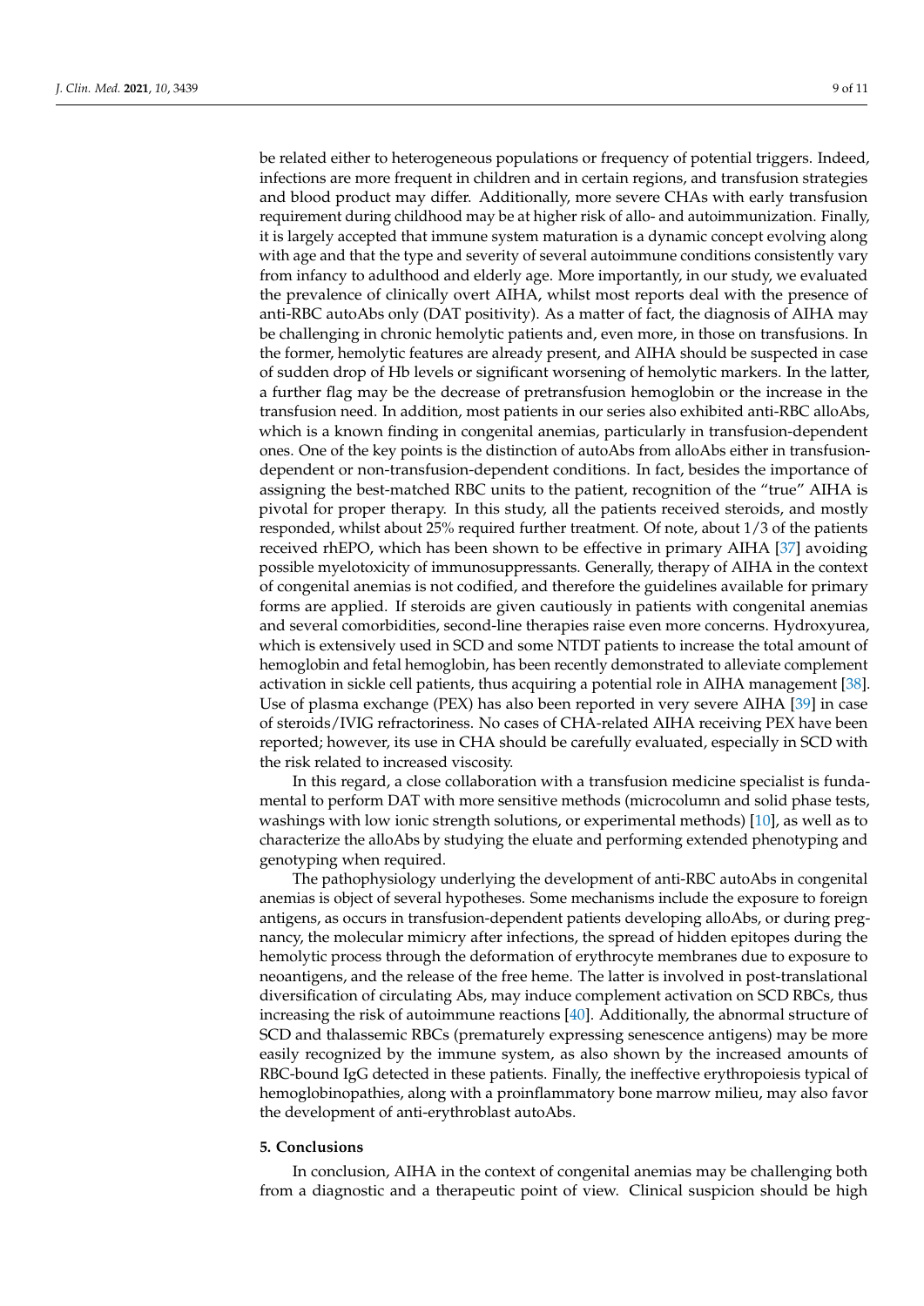be related either to heterogeneous populations or frequency of potential triggers. Indeed, infections are more frequent in children and in certain regions, and transfusion strategies and blood product may differ. Additionally, more severe CHAs with early transfusion requirement during childhood may be at higher risk of allo- and autoimmunization. Finally, it is largely accepted that immune system maturation is a dynamic concept evolving along with age and that the type and severity of several autoimmune conditions consistently vary from infancy to adulthood and elderly age. More importantly, in our study, we evaluated the prevalence of clinically overt AIHA, whilst most reports deal with the presence of anti-RBC autoAbs only (DAT positivity). As a matter of fact, the diagnosis of AIHA may be challenging in chronic hemolytic patients and, even more, in those on transfusions. In the former, hemolytic features are already present, and AIHA should be suspected in case of sudden drop of Hb levels or significant worsening of hemolytic markers. In the latter, a further flag may be the decrease of pretransfusion hemoglobin or the increase in the transfusion need. In addition, most patients in our series also exhibited anti-RBC alloAbs, which is a known finding in congenital anemias, particularly in transfusion-dependent ones. One of the key points is the distinction of autoAbs from alloAbs either in transfusion-dependent or non-transfusion-dependent conditions. In fact, besides the importance of assigning the best-matched RBC units to the patient, recognition of the "true" AIHA is pivotal for proper therapy. In this study, all the patients received steroids, and mostly responded, whilst about 25% required further treatment. Of note, about 1/3 of the patients received rhEPO, which has been shown to be effective in primary AIHA [37] avoiding possible myelotoxicity of immunosuppressants. Generally, therapy of AIHA in the context of congenital anemias is not codified, and therefore the guidelines available for primary forms are applied. If steroids are given cautiously in patients with congenital anemias and several comorbidities, second-line therapies raise even more concerns. Hydroxyurea, which is extensively used in SCD and some NTDT patients to increase the total amount of hemoglobin and fetal hemoglobin, has been recently demonstrated to alleviate complement activation in sickle cell patients, thus acquiring a potential role in AIHA management [38]. Use of plasma exchange (PEX) has also been reported in very severe AIHA [39] in case of steroids/IVIG refractoriness. No cases of CHA-related AIHA receiving PEX have been reported; however, its use in CHA should be carefully evaluated, especially in SCD with the risk related to increased viscosity.

In this regard, a close collaboration with a transfusion medicine specialist is fundamental to perform DAT with more sensitive methods (microcolumn and solid phase tests, washings with low ionic strength solutions, or experimental methods) [10], as well as to characterize the alloAbs by studying the eluate and performing extended phenotyping and genotyping when required.

The pathophysiology underlying the development of anti-RBC autoAbs in congenital anemias is object of several hypotheses. Some mechanisms include the exposure to foreign antigens, as occurs in transfusion-dependent patients developing alloAbs, or during pregnancy, the molecular mimicry after infections, the spread of hidden epitopes during the hemolytic process through the deformation of erythrocyte membranes due to exposure to neoantigens, and the release of the free heme. The latter is involved in post-translational diversification of circulating Abs, may induce complement activation on SCD RBCs, thus increasing the risk of autoimmune reactions [40]. Additionally, the abnormal structure of SCD and thalassemic RBCs (prematurely expressing senescence antigens) may be more easily recognized by the immune system, as also shown by the increased amounts of RBC-bound IgG detected in these patients. Finally, the ineffective erythropoiesis typical of hemoglobinopathies, along with a proinflammatory bone marrow milieu, may also favor the development of anti-erythroblast autoAbs.

## 5. Conclusions

In conclusion, AIHA in the context of congenital anemias may be challenging both from a diagnostic and a therapeutic point of view. Clinical suspicion should be high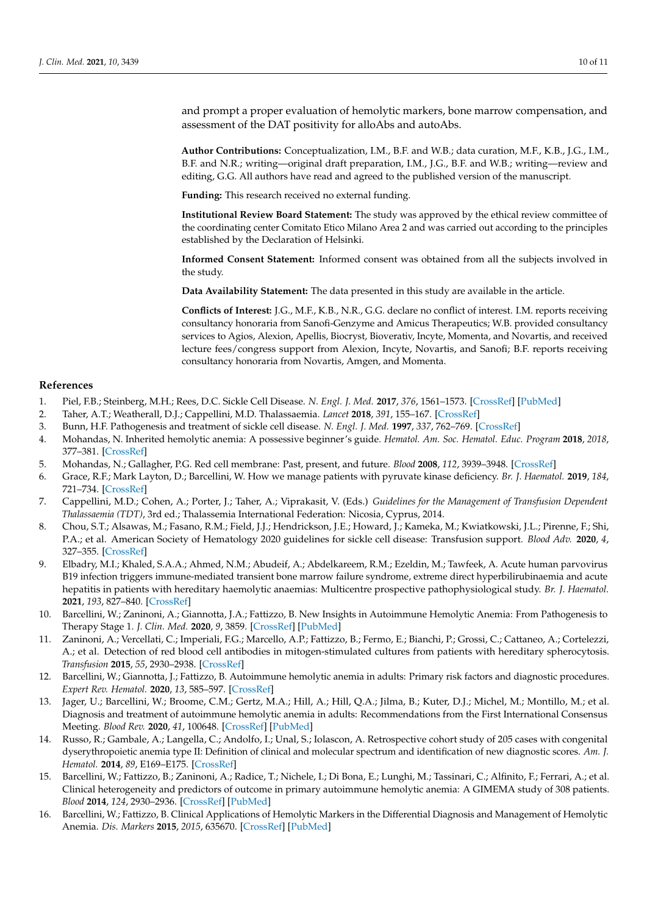and prompt a proper evaluation of hemolytic markers, bone marrow compensation, and assessment of the DAT positivity for alloAbs and autoAbs.

**Author Contributions:** Conceptualization, I.M., B.F. and W.B.; data curation, M.F., K.B., J.G., I.M., B.F. and N.R.; writing—original draft preparation, I.M., J.G., B.F. and W.B.; writing—review and editing, G.G. All authors have read and agreed to the published version of the manuscript.

**Funding:** This research received no external funding.

**Institutional Review Board Statement:** The study was approved by the ethical review committee of the coordinating center Comitato Etico Milano Area 2 and was carried out according to the principles established by the Declaration of Helsinki.

**Informed Consent Statement:** Informed consent was obtained from all the subjects involved in the study.

**Data Availability Statement:** The data presented in this study are available in the article.

**Conflicts of Interest:** J.G., M.F., K.B., N.R., G.G. declare no conflict of interest. I.M. reports receiving consultancy honoraria from Sanofi-Genzyme and Amicus Therapeutics; W.B. provided consultancy services to Agios, Alexion, Apellis, Biocryst, Bioverativ, Incyte, Momenta, and Novartis, and received lecture fees/congress support from Alexion, Incyte, Novartis, and Sanofi; B.F. reports receiving consultancy honoraria from Novartis, Amgen, and Momenta.

## References

1. Piel, F.B.; Steinberg, M.H.; Rees, D.C. Sickle Cell Disease. *N. Engl. J. Med.* **2017**, *376*, 1561–1573. [CrossRef] [PubMed]
2. Taher, A.T.; Weatherall, D.J.; Cappellini, M.D. Thalassaemia. *Lancet* **2018**, *391*, 155–167. [CrossRef]
3. Bunn, H.F. Pathogenesis and treatment of sickle cell disease. *N. Engl. J. Med.* **1997**, *337*, 762–769. [CrossRef]
4. Mohandas, N. Inherited hemolytic anemia: A possessive beginner's guide. *Hematol. Am. Soc. Hematol. Educ. Program* **2018**, *2018*, 377–381. [CrossRef]
5. Mohandas, N.; Gallagher, P.G. Red cell membrane: Past, present, and future. *Blood* **2008**, *112*, 3939–3948. [CrossRef]
6. Grace, R.F.; Mark Layton, D.; Barcellini, W. How we manage patients with pyruvate kinase deficiency. *Br. J. Haematol.* **2019**, *184*, 721–734. [CrossRef]
7. Cappellini, M.D.; Cohen, A.; Porter, J.; Taher, A.; Viprakasit, V. (Eds.) *Guidelines for the Management of Transfusion Dependent Thalassaemia (TDT)*, 3rd ed.; Thalassemia International Federation: Nicosia, Cyprus, 2014.
8. Chou, S.T.; Alsawas, M.; Fasano, R.M.; Field, J.J.; Hendrickson, J.E.; Howard, J.; Kameka, M.; Kwiatkowski, J.L.; Pirenne, F.; Shi, P.A.; et al. American Society of Hematology 2020 guidelines for sickle cell disease: Transfusion support. *Blood Adv.* **2020**, *4*, 327–355. [CrossRef]
9. Elbadry, M.I.; Khaled, S.A.A.; Ahmed, N.M.; Abudeif, A.; Abdelkareem, R.M.; Ezeldin, M.; Tawfeek, A. Acute human parvovirus B19 infection triggers immune-mediated transient bone marrow failure syndrome, extreme direct hyperbilirubinaemia and acute hepatitis in patients with hereditary haemolytic anaemias: Multicentre prospective pathophysiological study. *Br. J. Haematol.* **2021**, *193*, 827–840. [CrossRef]
10. Barcellini, W.; Zaninoni, A.; Giannotta, J.A.; Fattizzo, B. New Insights in Autoimmune Hemolytic Anemia: From Pathogenesis to Therapy Stage 1. *J. Clin. Med.* **2020**, *9*, 3859. [CrossRef] [PubMed]
11. Zaninoni, A.; Vercellati, C.; Imperiali, F.G.; Marcello, A.P.; Fattizzo, B.; Fermo, E.; Bianchi, P.; Grossi, C.; Cattaneo, A.; Cortelezzi, A.; et al. Detection of red blood cell antibodies in mitogen-stimulated cultures from patients with hereditary spherocytosis. *Transfusion* **2015**, *55*, 2930–2938. [CrossRef]
12. Barcellini, W.; Giannotta, J.; Fattizzo, B. Autoimmune hemolytic anemia in adults: Primary risk factors and diagnostic procedures. *Expert Rev. Hematol.* **2020**, *13*, 585–597. [CrossRef]
13. Jager, U.; Barcellini, W.; Broome, C.M.; Gertz, M.A.; Hill, A.; Hill, Q.A.; Jilma, B.; Kuter, D.J.; Michel, M.; Montillo, M.; et al. Diagnosis and treatment of autoimmune hemolytic anemia in adults: Recommendations from the First International Consensus Meeting. *Blood Rev.* **2020**, *41*, 100648. [CrossRef] [PubMed]
14. Russo, R.; Gambale, A.; Langella, C.; Andolfo, I.; Unal, S.; Iolascon, A. Retrospective cohort study of 205 cases with congenital dyserythropoietic anemia type II: Definition of clinical and molecular spectrum and identification of new diagnostic scores. *Am. J. Hematol.* **2014**, *89*, E169–E175. [CrossRef]
15. Barcellini, W.; Fattizzo, B.; Zaninoni, A.; Radice, T.; Nichele, I.; Di Bona, E.; Lunghi, M.; Tassinari, C.; Alfinito, F.; Ferrari, A.; et al. Clinical heterogeneity and predictors of outcome in primary autoimmune hemolytic anemia: A GIMEMA study of 308 patients. *Blood* **2014**, *124*, 2930–2936. [CrossRef] [PubMed]
16. Barcellini, W.; Fattizzo, B. Clinical Applications of Hemolytic Markers in the Differential Diagnosis and Management of Hemolytic Anemia. *Dis. Markers* **2015**, *2015*, 635670. [CrossRef] [PubMed]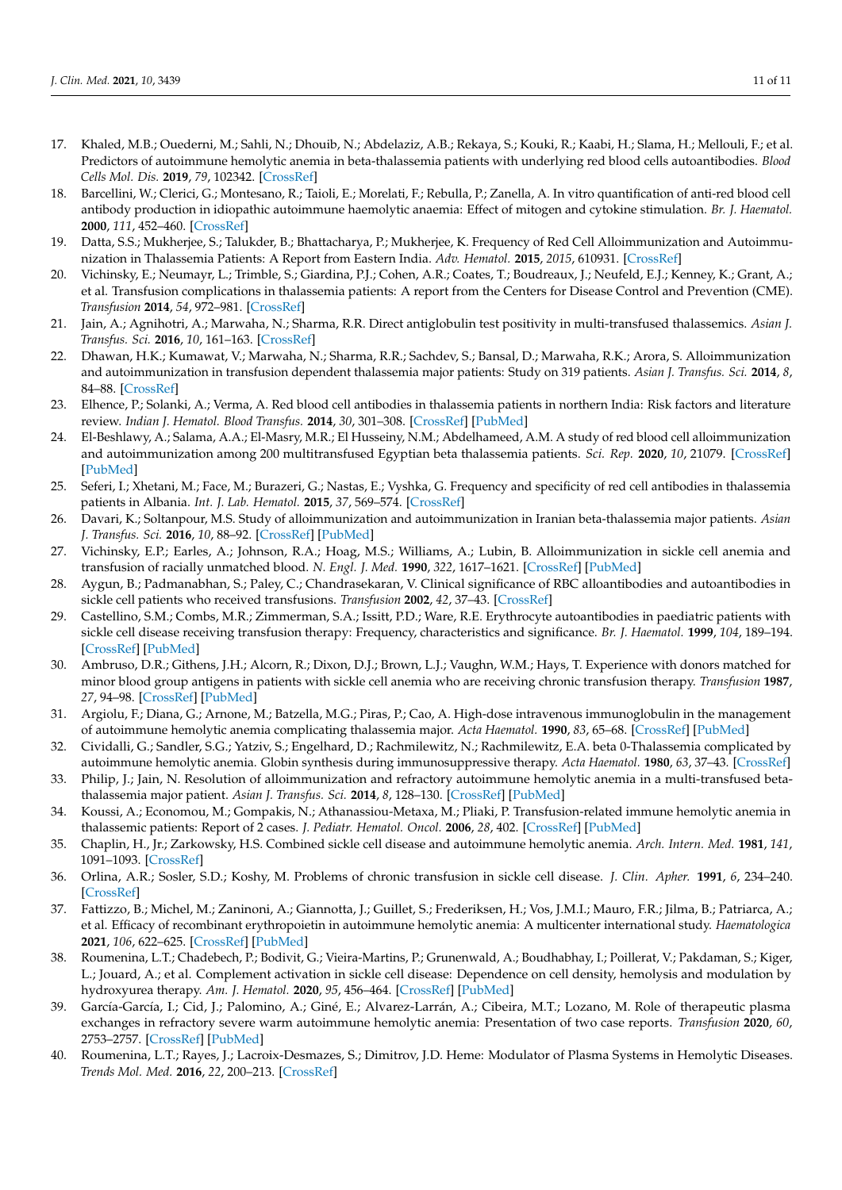17. Khaled, M.B.; Ouederni, M.; Sahli, N.; Dhouib, N.; Abdelaziz, A.B.; Rekaya, S.; Kouki, R.; Kaabi, H.; Slama, H.; Mellouli, F.; et al. Predictors of autoimmune hemolytic anemia in beta-thalassemia patients with underlying red blood cells autoantibodies. *Blood Cells Mol. Dis.* **2019**, *79*, 102342. [CrossRef]
18. Barcellini, W.; Clerici, G.; Montesano, R.; Taioli, E.; Morelati, F.; Rebulla, P.; Zanella, A. In vitro quantification of anti-red blood cell antibody production in idiopathic autoimmune haemolytic anaemia: Effect of mitogen and cytokine stimulation. *Br. J. Haematol.* **2000**, *111*, 452–460. [CrossRef]
19. Datta, S.S.; Mukherjee, S.; Talukder, B.; Bhattacharya, P.; Mukherjee, K. Frequency of Red Cell Alloimmunization and Autoimmunization in Thalassemia Patients: A Report from Eastern India. *Adv. Hematol.* **2015**, *2015*, 610931. [CrossRef]
20. Vichinsky, E.; Neumayr, L.; Trimble, S.; Giardina, P.J.; Cohen, A.R.; Coates, T.; Boudreaux, J.; Neufeld, E.J.; Kenney, K.; Grant, A.; et al. Transfusion complications in thalassemia patients: A report from the Centers for Disease Control and Prevention (CME). *Transfusion* **2014**, *54*, 972–981. [CrossRef]
21. Jain, A.; Agnihotri, A.; Marwaha, N.; Sharma, R.R. Direct antiglobulin test positivity in multi-transfused thalassemics. *Asian J. Transfus. Sci.* **2016**, *10*, 161–163. [CrossRef]
22. Dhawan, H.K.; Kumawat, V.; Marwaha, N.; Sharma, R.R.; Sachdev, S.; Bansal, D.; Marwaha, R.K.; Arora, S. Alloimmunization and autoimmunization in transfusion dependent thalassemia major patients: Study on 319 patients. *Asian J. Transfus. Sci.* **2014**, *8*, 84–88. [CrossRef]
23. Elhence, P.; Solanki, A.; Verma, A. Red blood cell antibodies in thalassemia patients in northern India: Risk factors and literature review. *Indian J. Hematol. Blood Transfus.* **2014**, *30*, 301–308. [CrossRef] [PubMed]
24. El-Beshlawy, A.; Salama, A.A.; El-Masry, M.R.; El Husseiny, N.M.; Abdelhameed, A.M. A study of red blood cell alloimmunization and autoimmunization among 200 multitransfused Egyptian beta thalassemia patients. *Sci. Rep.* **2020**, *10*, 21079. [CrossRef] [PubMed]
25. Seferi, I.; Xhetani, M.; Face, M.; Burazeri, G.; Nastas, E.; Vyshka, G. Frequency and specificity of red cell antibodies in thalassemia patients in Albania. *Int. J. Lab. Hematol.* **2015**, *37*, 569–574. [CrossRef]
26. Davari, K.; Soltanpour, M.S. Study of alloimmunization and autoimmunization in Iranian beta-thalassemia major patients. *Asian J. Transfus. Sci.* **2016**, *10*, 88–92. [CrossRef] [PubMed]
27. Vichinsky, E.P.; Earles, A.; Johnson, R.A.; Hoag, M.S.; Williams, A.; Lubin, B. Alloimmunization in sickle cell anemia and transfusion of racially unmatched blood. *N. Engl. J. Med.* **1990**, *322*, 1617–1621. [CrossRef] [PubMed]
28. Aygun, B.; Padmanabhan, S.; Paley, C.; Chandrasekaran, V. Clinical significance of RBC alloantibodies and autoantibodies in sickle cell patients who received transfusions. *Transfusion* **2002**, *42*, 37–43. [CrossRef]
29. Castellino, S.M.; Combs, M.R.; Zimmerman, S.A.; Issitt, P.D.; Ware, R.E. Erythrocyte autoantibodies in paediatric patients with sickle cell disease receiving transfusion therapy: Frequency, characteristics and significance. *Br. J. Haematol.* **1999**, *104*, 189–194. [CrossRef] [PubMed]
30. Ambruso, D.R.; Githens, J.H.; Alcorn, R.; Dixon, D.J.; Brown, L.J.; Vaughn, W.M.; Hays, T. Experience with donors matched for minor blood group antigens in patients with sickle cell anemia who are receiving chronic transfusion therapy. *Transfusion* **1987**, *27*, 94–98. [CrossRef] [PubMed]
31. Argiolu, F.; Diana, G.; Arnone, M.; Batzella, M.G.; Piras, P.; Cao, A. High-dose intravenous immunoglobulin in the management of autoimmune hemolytic anemia complicating thalassemia major. *Acta Haematol.* **1990**, *83*, 65–68. [CrossRef] [PubMed]
32. Cividalli, G.; Sandler, S.G.; Yatziv, S.; Engelhard, D.; Rachmilewitz, N.; Rachmilewitz, E.A. beta 0-Thalassemia complicated by autoimmune hemolytic anemia. Globin synthesis during immunosuppressive therapy. *Acta Haematol.* **1980**, *63*, 37–43. [CrossRef]
33. Philip, J.; Jain, N. Resolution of alloimmunization and refractory autoimmune hemolytic anemia in a multi-transfused beta-thalassemia major patient. *Asian J. Transfus. Sci.* **2014**, *8*, 128–130. [CrossRef] [PubMed]
34. Koussi, A.; Economou, M.; Gompakis, N.; Athanassiou-Metaxa, M.; Pliaki, P. Transfusion-related immune hemolytic anemia in thalassemic patients: Report of 2 cases. *J. Pediatr. Hematol. Oncol.* **2006**, *28*, 402. [CrossRef] [PubMed]
35. Chaplin, H., Jr.; Zarkowsky, H.S. Combined sickle cell disease and autoimmune hemolytic anemia. *Arch. Intern. Med.* **1981**, *141*, 1091–1093. [CrossRef]
36. Orlina, A.R.; Sosler, S.D.; Koshy, M. Problems of chronic transfusion in sickle cell disease. *J. Clin. Apher.* **1991**, *6*, 234–240. [CrossRef]
37. Fattizzo, B.; Michel, M.; Zaninoni, A.; Giannotta, J.; Guillet, S.; Frederiksen, H.; Vos, J.M.I.; Mauro, F.R.; Jilma, B.; Patriarca, A.; et al. Efficacy of recombinant erythropoietin in autoimmune hemolytic anemia: A multicenter international study. *Haematologica* **2021**, *106*, 622–625. [CrossRef] [PubMed]
38. Roumenina, L.T.; Chadebech, P.; Bodivit, G.; Vieira-Martins, P.; Grunenwald, A.; Boudhabhay, I.; Poillerat, V.; Pakdaman, S.; Kiger, L.; Jouard, A.; et al. Complement activation in sickle cell disease: Dependence on cell density, hemolysis and modulation by hydroxyurea therapy. *Am. J. Hematol.* **2020**, *95*, 456–464. [CrossRef] [PubMed]
39. García-García, I.; Cid, J.; Palomino, A.; Giné, E.; Alvarez-Larrán, A.; Cibeira, M.T.; Lozano, M. Role of therapeutic plasma exchanges in refractory severe warm autoimmune hemolytic anemia: Presentation of two case reports. *Transfusion* **2020**, *60*, 2753–2757. [CrossRef] [PubMed]
40. Roumenina, L.T.; Rayes, J.; Lacroix-Desmazes, S.; Dimitrov, J.D. Heme: Modulator of Plasma Systems in Hemolytic Diseases. *Trends Mol. Med.* **2016**, *22*, 200–213. [CrossRef]